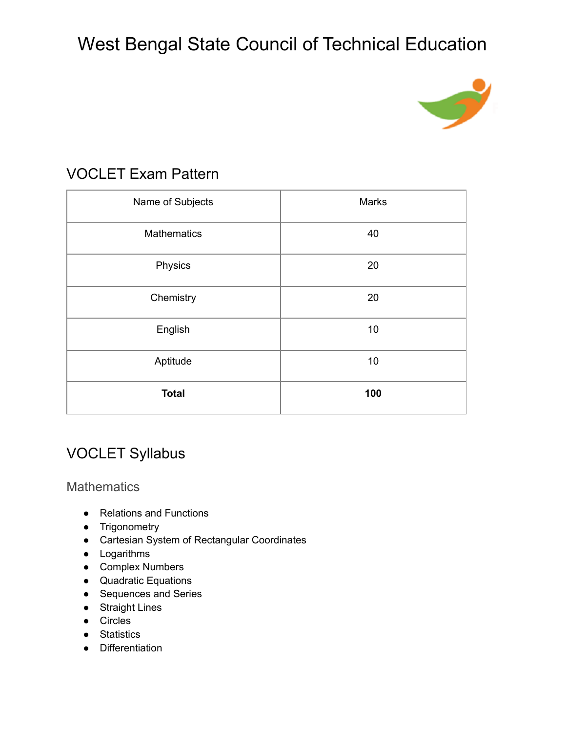# West Bengal State Council of Technical Education

## VOCLET Exam Pattern

| Name of Subjects | Marks |
|---|---|
| Mathematics | 40 |
| Physics | 20 |
| Chemistry | 20 |
| English | 10 |
| Aptitude | 10 |
| **Total** | **100** |

## VOCLET Syllabus

### Mathematics

- Relations and Functions
- Trigonometry
- Cartesian System of Rectangular Coordinates
- Logarithms
- Complex Numbers
- Quadratic Equations
- Sequences and Series
- Straight Lines
- Circles
- Statistics
- Differentiation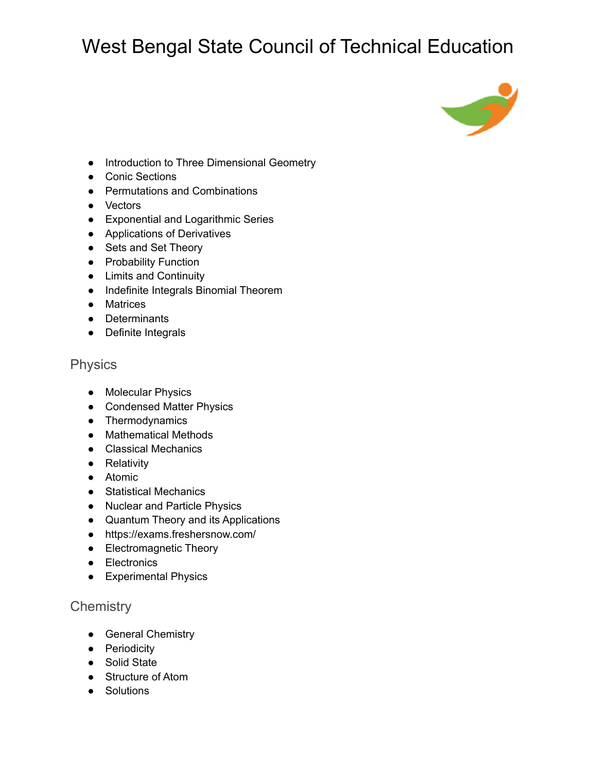# West Bengal State Council of Technical Education

- Introduction to Three Dimensional Geometry
- Conic Sections
- Permutations and Combinations
- Vectors
- Exponential and Logarithmic Series
- Applications of Derivatives
- Sets and Set Theory
- Probability Function
- Limits and Continuity
- Indefinite Integrals Binomial Theorem
- Matrices
- Determinants
- Definite Integrals

## Physics

- Molecular Physics
- Condensed Matter Physics
- Thermodynamics
- Mathematical Methods
- Classical Mechanics
- Relativity
- Atomic
- Statistical Mechanics
- Nuclear and Particle Physics
- Quantum Theory and its Applications
- https://exams.freshersnow.com/
- Electromagnetic Theory
- Electronics
- Experimental Physics

## Chemistry

- General Chemistry
- Periodicity
- Solid State
- Structure of Atom
- Solutions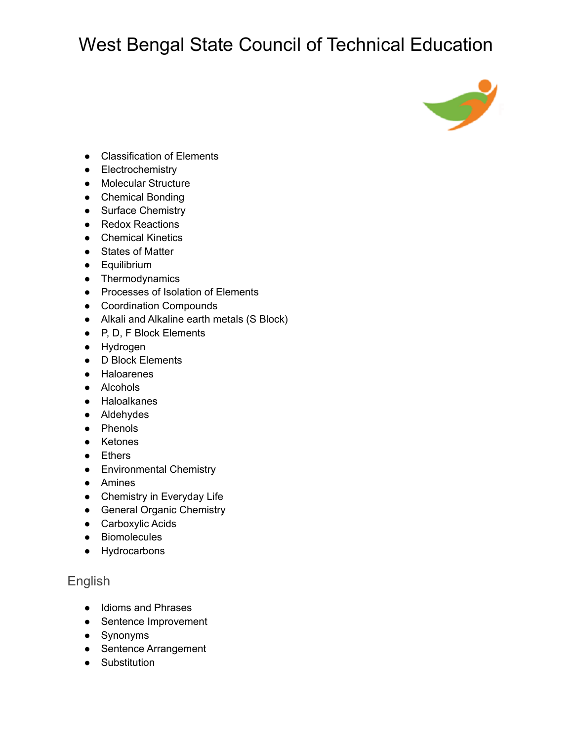- Classification of Elements
- Electrochemistry
- Molecular Structure
- Chemical Bonding
- Surface Chemistry
- Redox Reactions
- Chemical Kinetics
- States of Matter
- Equilibrium
- Thermodynamics
- Processes of Isolation of Elements
- Coordination Compounds
- Alkali and Alkaline earth metals (S Block)
- P, D, F Block Elements
- Hydrogen
- D Block Elements
- Haloarenes
- Alcohols
- Haloalkanes
- Aldehydes
- Phenols
- Ketones
- Ethers
- Environmental Chemistry
- Amines
- Chemistry in Everyday Life
- General Organic Chemistry
- Carboxylic Acids
- Biomolecules
- Hydrocarbons

## English

- Idioms and Phrases
- Sentence Improvement
- Synonyms
- Sentence Arrangement
- Substitution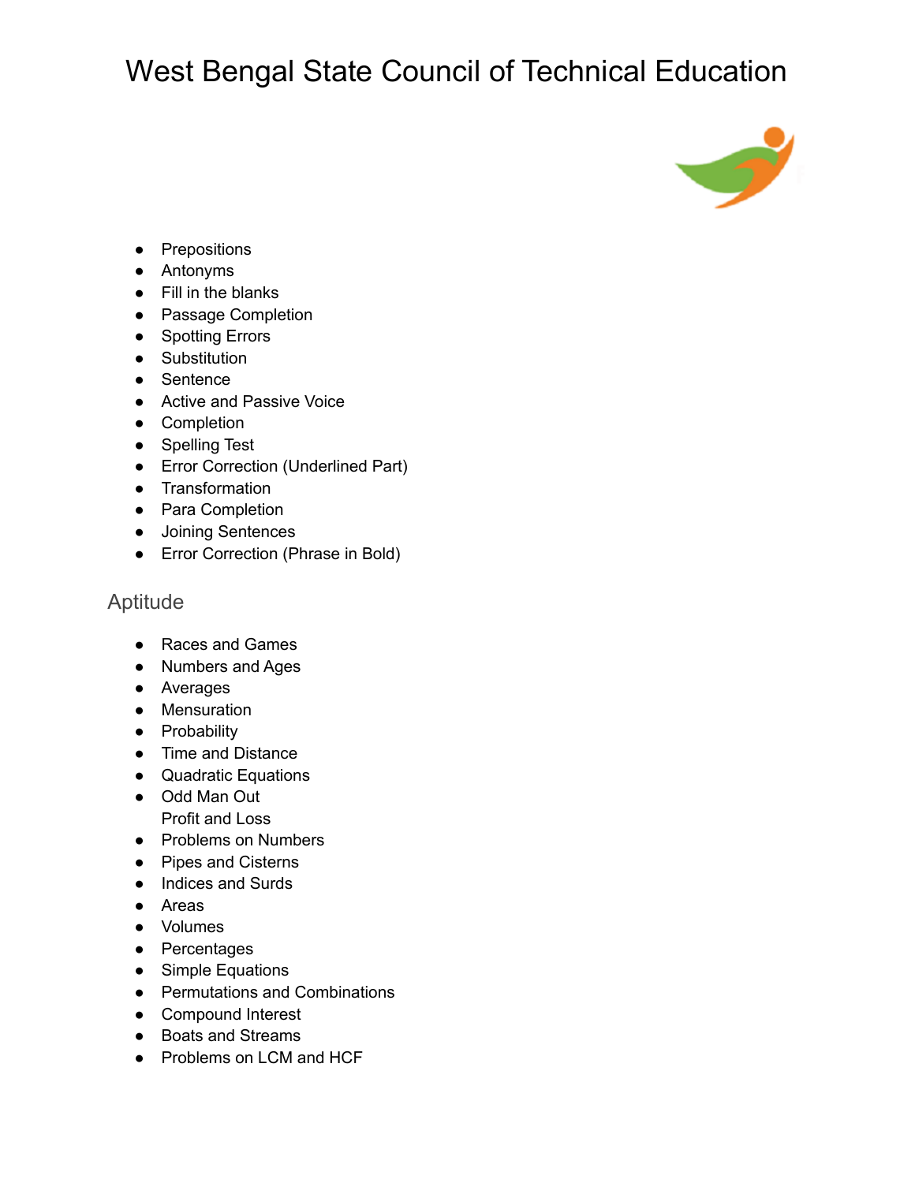# West Bengal State Council of Technical Education

- Prepositions
- Antonyms
- Fill in the blanks
- Passage Completion
- Spotting Errors
- Substitution
- Sentence
- Active and Passive Voice
- Completion
- Spelling Test
- Error Correction (Underlined Part)
- Transformation
- Para Completion
- Joining Sentences
- Error Correction (Phrase in Bold)

## Aptitude

- Races and Games
- Numbers and Ages
- Averages
- Mensuration
- Probability
- Time and Distance
- Quadratic Equations
- Odd Man Out
  Profit and Loss
- Problems on Numbers
- Pipes and Cisterns
- Indices and Surds
- Areas
- Volumes
- Percentages
- Simple Equations
- Permutations and Combinations
- Compound Interest
- Boats and Streams
- Problems on LCM and HCF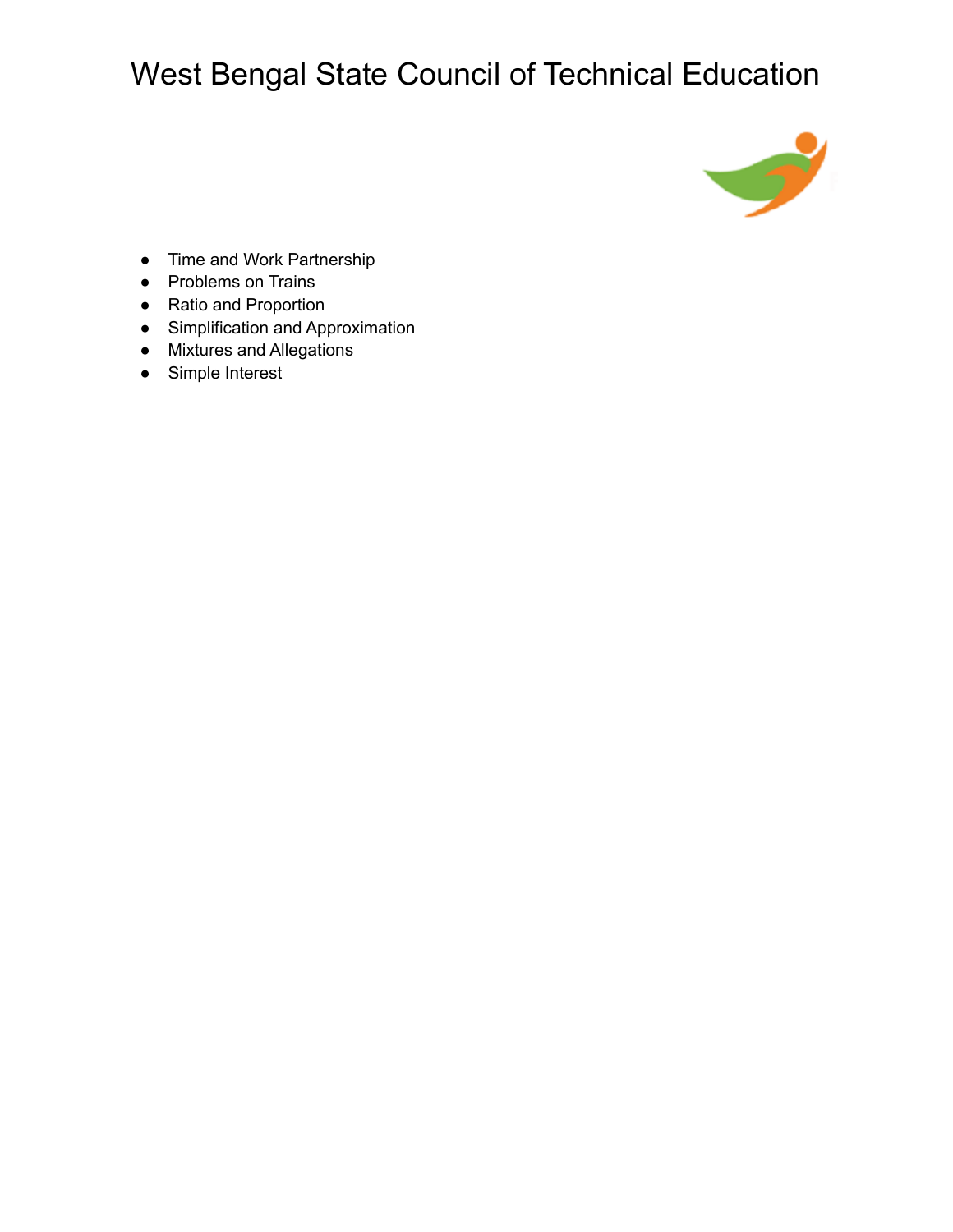# West Bengal State Council of Technical Education

- Time and Work Partnership
- Problems on Trains
- Ratio and Proportion
- Simplification and Approximation
- Mixtures and Allegations
- Simple Interest